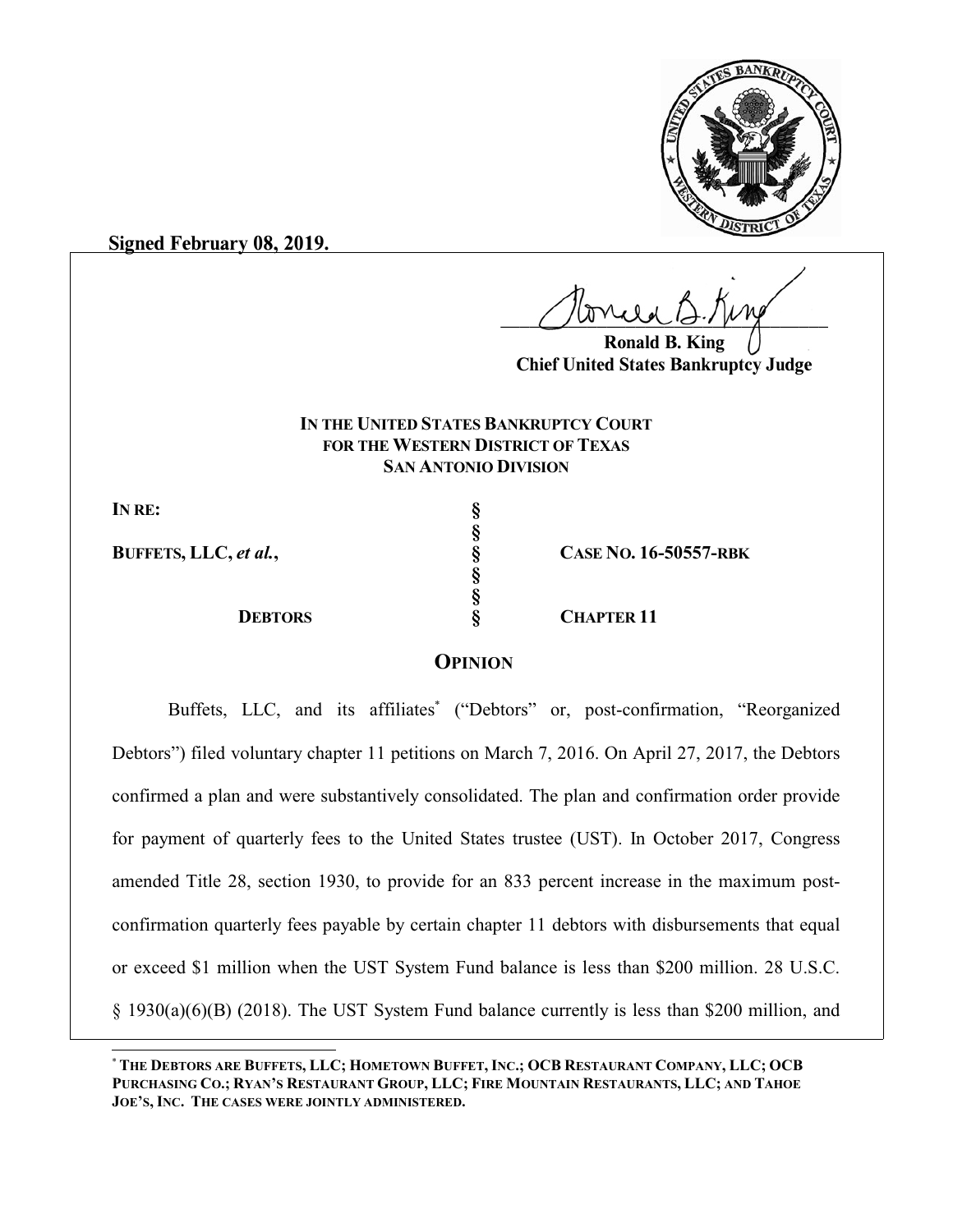**Signed February 08, 2019.**

**Ronald B. King**
**Chief United States Bankruptcy Judge**

**IN THE UNITED STATES BANKRUPTCY COURT**
**FOR THE WESTERN DISTRICT OF TEXAS**
**SAN ANTONIO DIVISION**

| | | |
|---|---|---|
| **IN RE:** | § | |
| | § | |
| **BUFFETS, LLC, *et al.*,** | § | **CASE NO. 16-50557-RBK** |
| | § | |
| | § | |
| **DEBTORS** | § | **CHAPTER 11** |

## OPINION

Buffets, LLC, and its affiliates[*] ("Debtors" or, post-confirmation, "Reorganized Debtors") filed voluntary chapter 11 petitions on March 7, 2016. On April 27, 2017, the Debtors confirmed a plan and were substantively consolidated. The plan and confirmation order provide for payment of quarterly fees to the United States trustee (UST). In October 2017, Congress amended Title 28, section 1930, to provide for an 833 percent increase in the maximum post-confirmation quarterly fees payable by certain chapter 11 debtors with disbursements that equal or exceed $1 million when the UST System Fund balance is less than $200 million. 28 U.S.C. § 1930(a)(6)(B) (2018). The UST System Fund balance currently is less than $200 million, and

[*] THE DEBTORS ARE BUFFETS, LLC; HOMETOWN BUFFET, INC.; OCB RESTAURANT COMPANY, LLC; OCB PURCHASING CO.; RYAN'S RESTAURANT GROUP, LLC; FIRE MOUNTAIN RESTAURANTS, LLC; AND TAHOE JOE'S, INC. THE CASES WERE JOINTLY ADMINISTERED.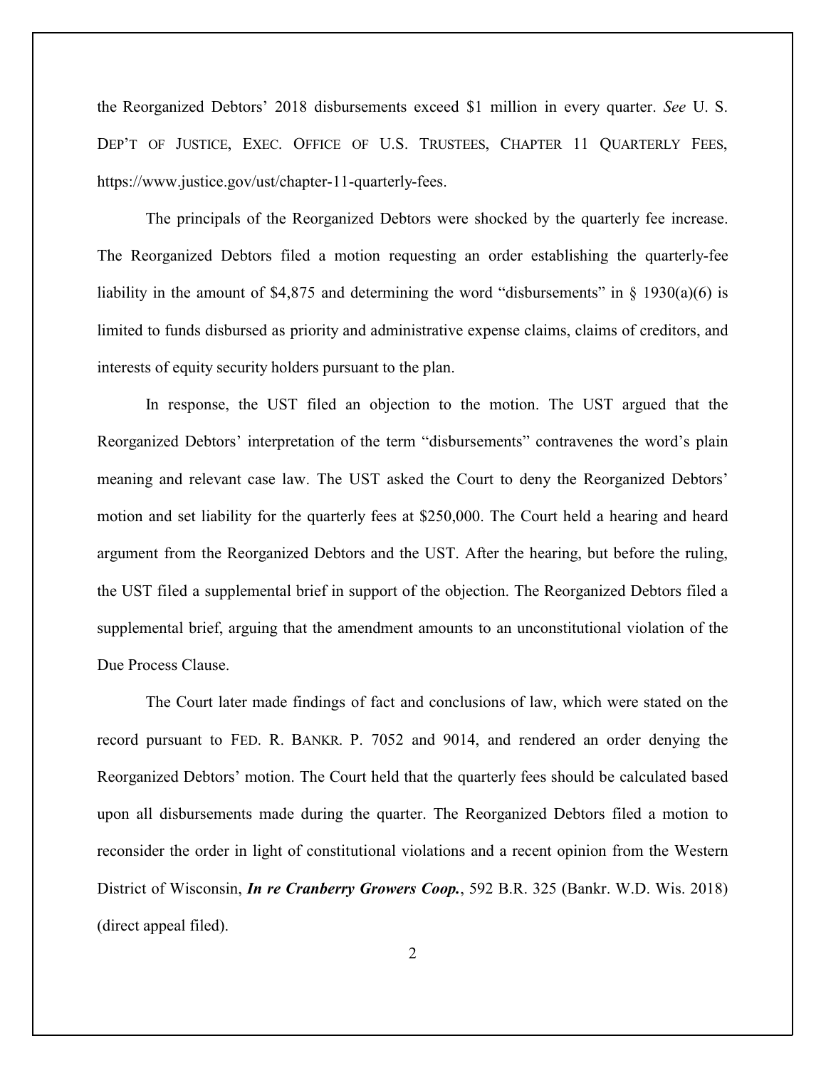the Reorganized Debtors' 2018 disbursements exceed $1 million in every quarter. *See* U. S. DEP'T OF JUSTICE, EXEC. OFFICE OF U.S. TRUSTEES, CHAPTER 11 QUARTERLY FEES, https://www.justice.gov/ust/chapter-11-quarterly-fees.

The principals of the Reorganized Debtors were shocked by the quarterly fee increase. The Reorganized Debtors filed a motion requesting an order establishing the quarterly-fee liability in the amount of $4,875 and determining the word "disbursements" in § 1930(a)(6) is limited to funds disbursed as priority and administrative expense claims, claims of creditors, and interests of equity security holders pursuant to the plan.

In response, the UST filed an objection to the motion. The UST argued that the Reorganized Debtors' interpretation of the term "disbursements" contravenes the word's plain meaning and relevant case law. The UST asked the Court to deny the Reorganized Debtors' motion and set liability for the quarterly fees at $250,000. The Court held a hearing and heard argument from the Reorganized Debtors and the UST. After the hearing, but before the ruling, the UST filed a supplemental brief in support of the objection. The Reorganized Debtors filed a supplemental brief, arguing that the amendment amounts to an unconstitutional violation of the Due Process Clause.

The Court later made findings of fact and conclusions of law, which were stated on the record pursuant to FED. R. BANKR. P. 7052 and 9014, and rendered an order denying the Reorganized Debtors' motion. The Court held that the quarterly fees should be calculated based upon all disbursements made during the quarter. The Reorganized Debtors filed a motion to reconsider the order in light of constitutional violations and a recent opinion from the Western District of Wisconsin, ***In re Cranberry Growers Coop.***, 592 B.R. 325 (Bankr. W.D. Wis. 2018) (direct appeal filed).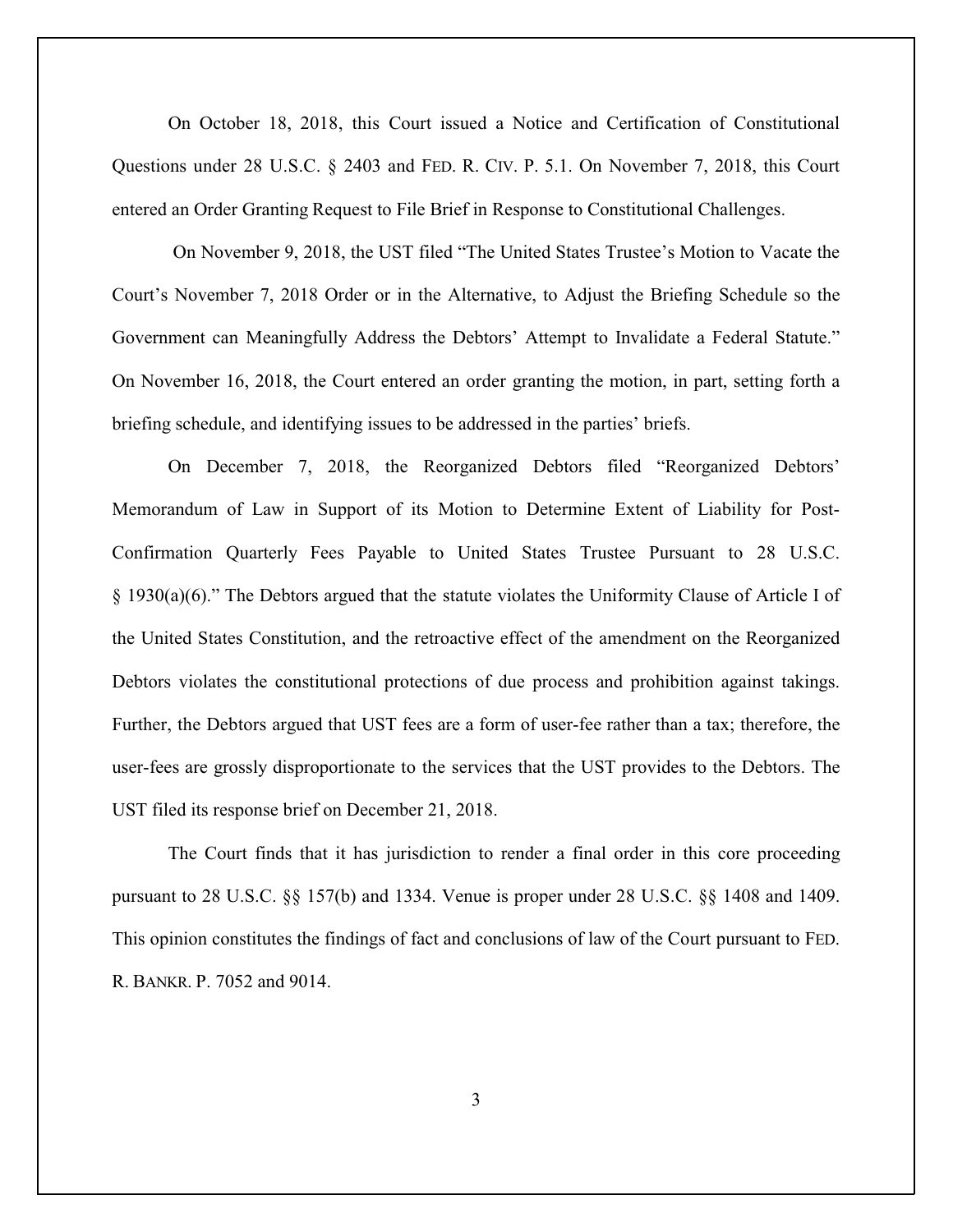On October 18, 2018, this Court issued a Notice and Certification of Constitutional Questions under 28 U.S.C. § 2403 and FED. R. CIV. P. 5.1. On November 7, 2018, this Court entered an Order Granting Request to File Brief in Response to Constitutional Challenges.

On November 9, 2018, the UST filed "The United States Trustee's Motion to Vacate the Court's November 7, 2018 Order or in the Alternative, to Adjust the Briefing Schedule so the Government can Meaningfully Address the Debtors' Attempt to Invalidate a Federal Statute." On November 16, 2018, the Court entered an order granting the motion, in part, setting forth a briefing schedule, and identifying issues to be addressed in the parties' briefs.

On December 7, 2018, the Reorganized Debtors filed "Reorganized Debtors' Memorandum of Law in Support of its Motion to Determine Extent of Liability for Post-Confirmation Quarterly Fees Payable to United States Trustee Pursuant to 28 U.S.C. § 1930(a)(6)." The Debtors argued that the statute violates the Uniformity Clause of Article I of the United States Constitution, and the retroactive effect of the amendment on the Reorganized Debtors violates the constitutional protections of due process and prohibition against takings. Further, the Debtors argued that UST fees are a form of user-fee rather than a tax; therefore, the user-fees are grossly disproportionate to the services that the UST provides to the Debtors. The UST filed its response brief on December 21, 2018.

The Court finds that it has jurisdiction to render a final order in this core proceeding pursuant to 28 U.S.C. §§ 157(b) and 1334. Venue is proper under 28 U.S.C. §§ 1408 and 1409. This opinion constitutes the findings of fact and conclusions of law of the Court pursuant to FED. R. BANKR. P. 7052 and 9014.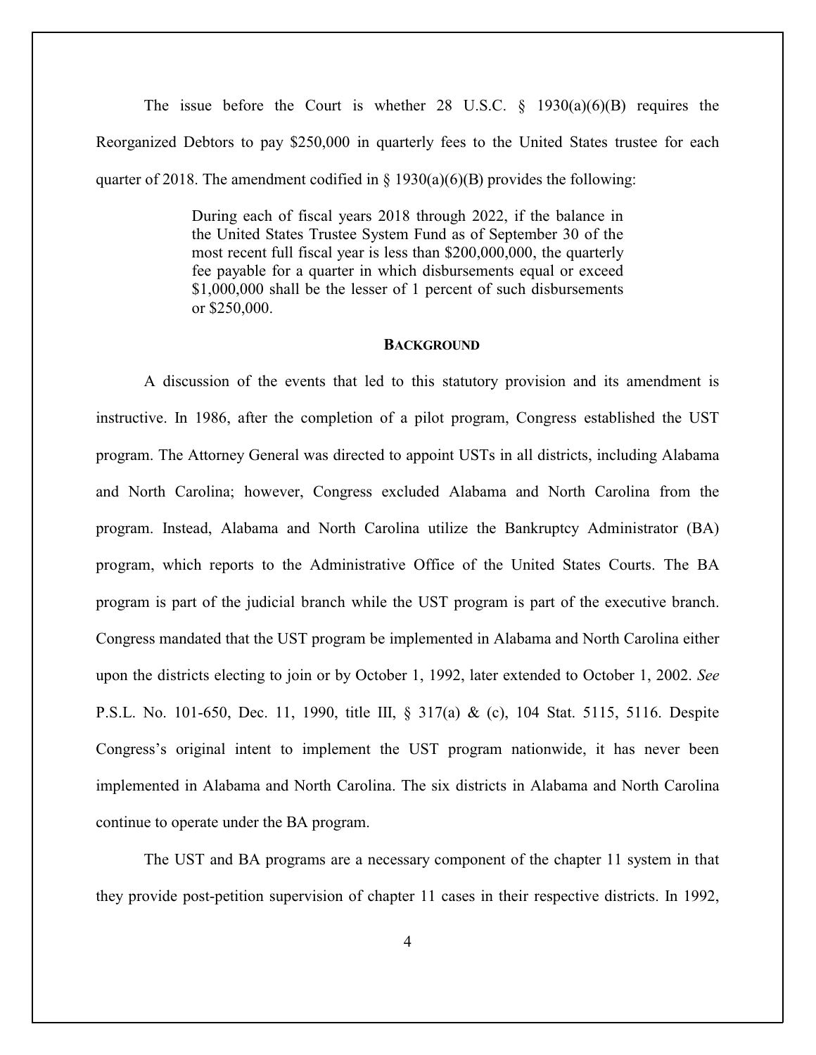The issue before the Court is whether 28 U.S.C. § 1930(a)(6)(B) requires the Reorganized Debtors to pay $250,000 in quarterly fees to the United States trustee for each quarter of 2018. The amendment codified in § 1930(a)(6)(B) provides the following:

> During each of fiscal years 2018 through 2022, if the balance in the United States Trustee System Fund as of September 30 of the most recent full fiscal year is less than $200,000,000, the quarterly fee payable for a quarter in which disbursements equal or exceed $1,000,000 shall be the lesser of 1 percent of such disbursements or $250,000.

## BACKGROUND

A discussion of the events that led to this statutory provision and its amendment is instructive. In 1986, after the completion of a pilot program, Congress established the UST program. The Attorney General was directed to appoint USTs in all districts, including Alabama and North Carolina; however, Congress excluded Alabama and North Carolina from the program. Instead, Alabama and North Carolina utilize the Bankruptcy Administrator (BA) program, which reports to the Administrative Office of the United States Courts. The BA program is part of the judicial branch while the UST program is part of the executive branch. Congress mandated that the UST program be implemented in Alabama and North Carolina either upon the districts electing to join or by October 1, 1992, later extended to October 1, 2002. *See* P.S.L. No. 101-650, Dec. 11, 1990, title III, § 317(a) & (c), 104 Stat. 5115, 5116. Despite Congress's original intent to implement the UST program nationwide, it has never been implemented in Alabama and North Carolina. The six districts in Alabama and North Carolina continue to operate under the BA program.

The UST and BA programs are a necessary component of the chapter 11 system in that they provide post-petition supervision of chapter 11 cases in their respective districts. In 1992,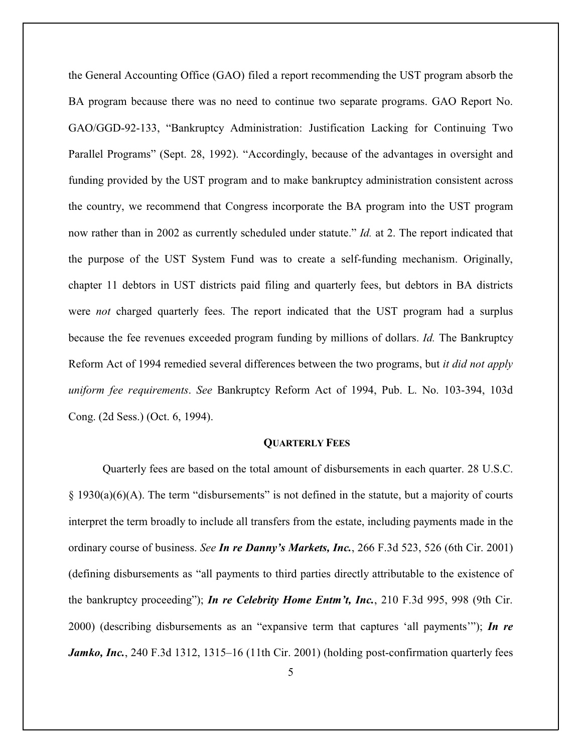the General Accounting Office (GAO) filed a report recommending the UST program absorb the BA program because there was no need to continue two separate programs. GAO Report No. GAO/GGD-92-133, "Bankruptcy Administration: Justification Lacking for Continuing Two Parallel Programs" (Sept. 28, 1992). "Accordingly, because of the advantages in oversight and funding provided by the UST program and to make bankruptcy administration consistent across the country, we recommend that Congress incorporate the BA program into the UST program now rather than in 2002 as currently scheduled under statute." *Id.* at 2. The report indicated that the purpose of the UST System Fund was to create a self-funding mechanism. Originally, chapter 11 debtors in UST districts paid filing and quarterly fees, but debtors in BA districts were *not* charged quarterly fees. The report indicated that the UST program had a surplus because the fee revenues exceeded program funding by millions of dollars. *Id.* The Bankruptcy Reform Act of 1994 remedied several differences between the two programs, but *it did not apply uniform fee requirements*. *See* Bankruptcy Reform Act of 1994, Pub. L. No. 103-394, 103d Cong. (2d Sess.) (Oct. 6, 1994).

## QUARTERLY FEES

Quarterly fees are based on the total amount of disbursements in each quarter. 28 U.S.C. § 1930(a)(6)(A). The term "disbursements" is not defined in the statute, but a majority of courts interpret the term broadly to include all transfers from the estate, including payments made in the ordinary course of business. *See* ***In re Danny's Markets, Inc.***, 266 F.3d 523, 526 (6th Cir. 2001) (defining disbursements as "all payments to third parties directly attributable to the existence of the bankruptcy proceeding"); ***In re Celebrity Home Entm't, Inc.***, 210 F.3d 995, 998 (9th Cir. 2000) (describing disbursements as an "expansive term that captures 'all payments'"); ***In re Jamko, Inc.***, 240 F.3d 1312, 1315–16 (11th Cir. 2001) (holding post-confirmation quarterly fees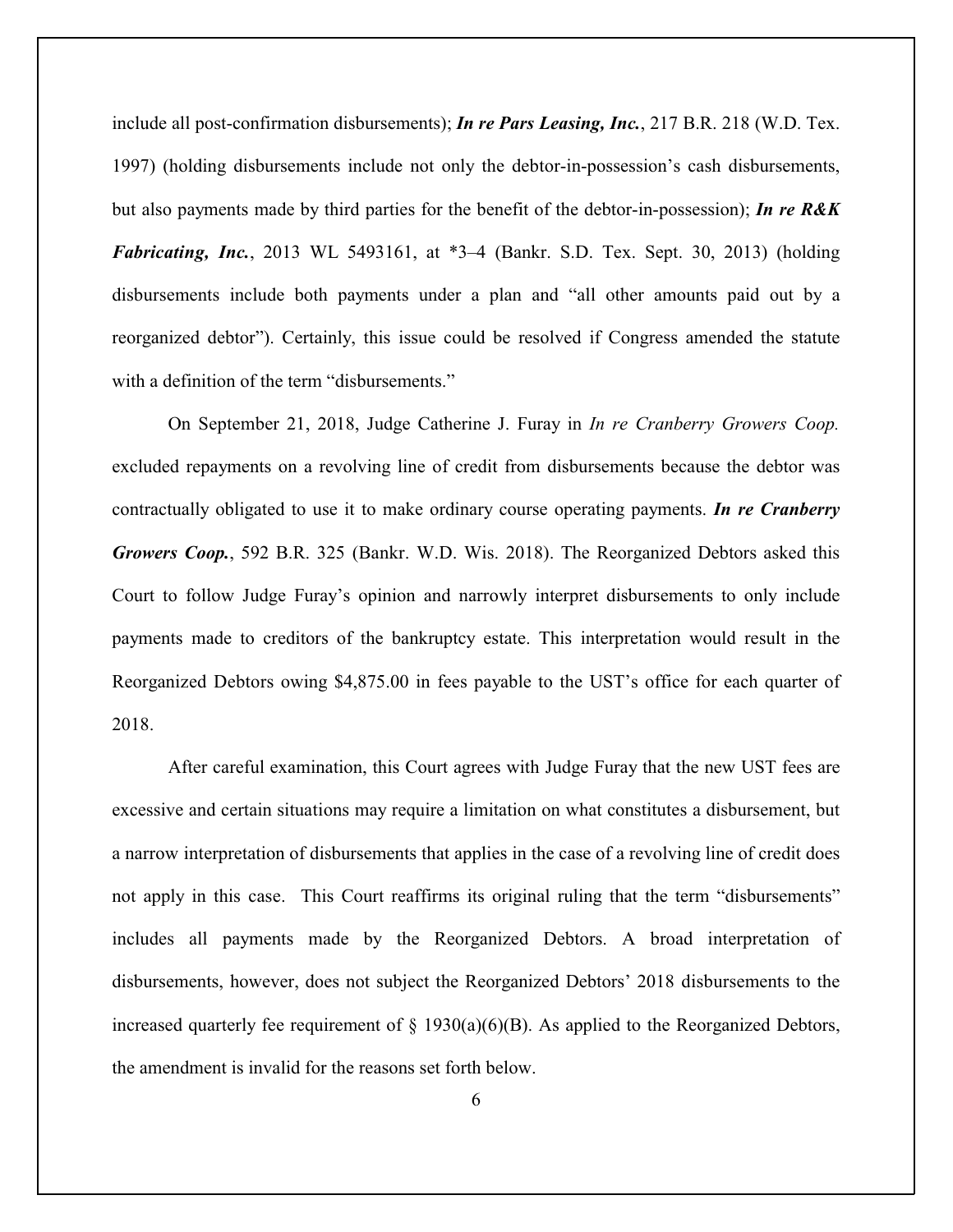include all post-confirmation disbursements); ***In re Pars Leasing, Inc.***, 217 B.R. 218 (W.D. Tex. 1997) (holding disbursements include not only the debtor-in-possession's cash disbursements, but also payments made by third parties for the benefit of the debtor-in-possession); ***In re R&K Fabricating, Inc.***, 2013 WL 5493161, at *3–4 (Bankr. S.D. Tex. Sept. 30, 2013) (holding disbursements include both payments under a plan and "all other amounts paid out by a reorganized debtor"). Certainly, this issue could be resolved if Congress amended the statute with a definition of the term "disbursements."

On September 21, 2018, Judge Catherine J. Furay in *In re Cranberry Growers Coop.* excluded repayments on a revolving line of credit from disbursements because the debtor was contractually obligated to use it to make ordinary course operating payments. ***In re Cranberry Growers Coop.***, 592 B.R. 325 (Bankr. W.D. Wis. 2018). The Reorganized Debtors asked this Court to follow Judge Furay's opinion and narrowly interpret disbursements to only include payments made to creditors of the bankruptcy estate. This interpretation would result in the Reorganized Debtors owing $4,875.00 in fees payable to the UST's office for each quarter of 2018.

After careful examination, this Court agrees with Judge Furay that the new UST fees are excessive and certain situations may require a limitation on what constitutes a disbursement, but a narrow interpretation of disbursements that applies in the case of a revolving line of credit does not apply in this case. This Court reaffirms its original ruling that the term "disbursements" includes all payments made by the Reorganized Debtors. A broad interpretation of disbursements, however, does not subject the Reorganized Debtors' 2018 disbursements to the increased quarterly fee requirement of § 1930(a)(6)(B). As applied to the Reorganized Debtors, the amendment is invalid for the reasons set forth below.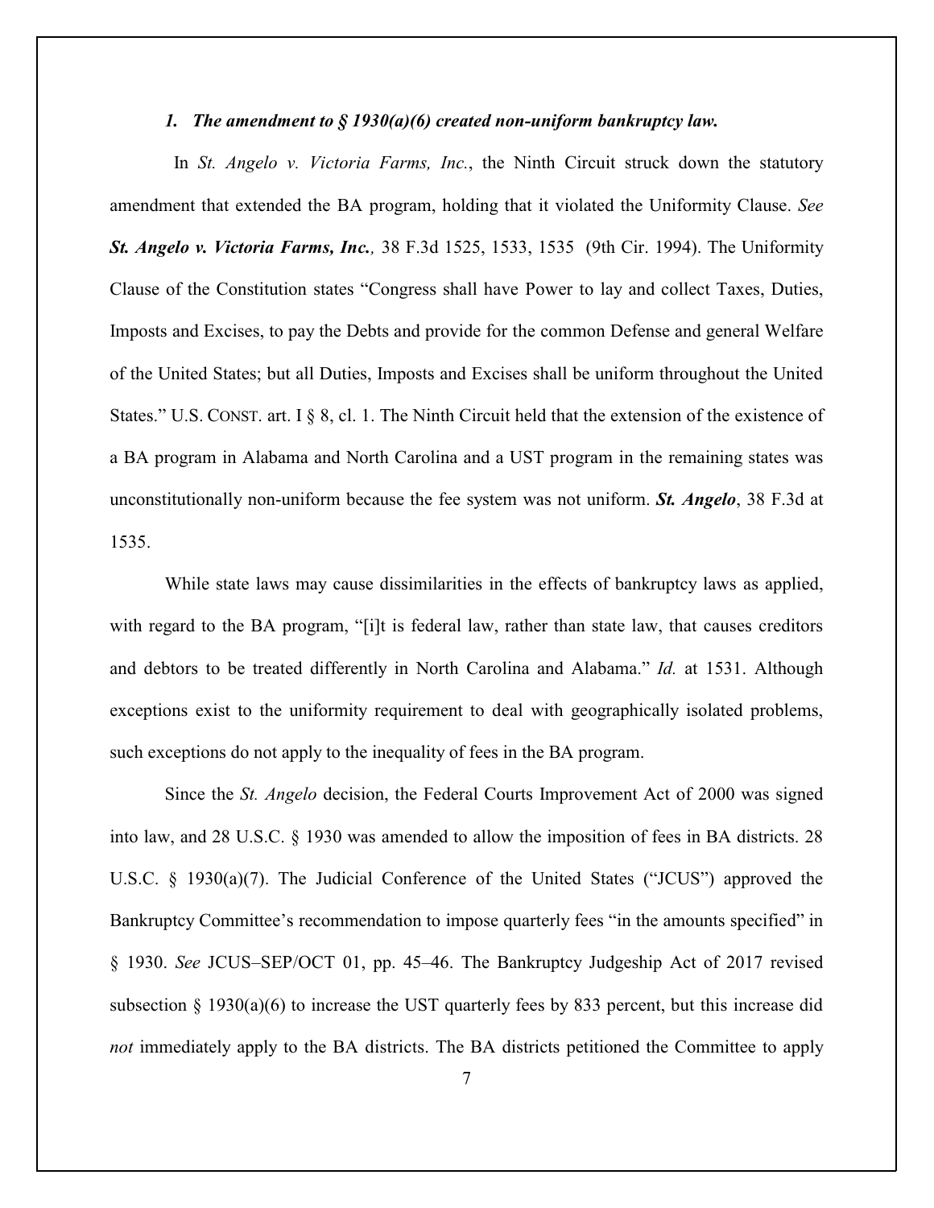***1. The amendment to § 1930(a)(6) created non-uniform bankruptcy law.***

In *St. Angelo v. Victoria Farms, Inc.*, the Ninth Circuit struck down the statutory amendment that extended the BA program, holding that it violated the Uniformity Clause. *See* ***St. Angelo v. Victoria Farms, Inc.**,* 38 F.3d 1525, 1533, 1535 (9th Cir. 1994). The Uniformity Clause of the Constitution states "Congress shall have Power to lay and collect Taxes, Duties, Imposts and Excises, to pay the Debts and provide for the common Defense and general Welfare of the United States; but all Duties, Imposts and Excises shall be uniform throughout the United States." U.S. CONST. art. I § 8, cl. 1. The Ninth Circuit held that the extension of the existence of a BA program in Alabama and North Carolina and a UST program in the remaining states was unconstitutionally non-uniform because the fee system was not uniform. ***St. Angelo***, 38 F.3d at 1535.

While state laws may cause dissimilarities in the effects of bankruptcy laws as applied, with regard to the BA program, "[i]t is federal law, rather than state law, that causes creditors and debtors to be treated differently in North Carolina and Alabama." *Id.* at 1531. Although exceptions exist to the uniformity requirement to deal with geographically isolated problems, such exceptions do not apply to the inequality of fees in the BA program.

Since the *St. Angelo* decision, the Federal Courts Improvement Act of 2000 was signed into law, and 28 U.S.C. § 1930 was amended to allow the imposition of fees in BA districts. 28 U.S.C. § 1930(a)(7). The Judicial Conference of the United States ("JCUS") approved the Bankruptcy Committee's recommendation to impose quarterly fees "in the amounts specified" in § 1930. *See* JCUS–SEP/OCT 01, pp. 45–46. The Bankruptcy Judgeship Act of 2017 revised subsection § 1930(a)(6) to increase the UST quarterly fees by 833 percent, but this increase did *not* immediately apply to the BA districts. The BA districts petitioned the Committee to apply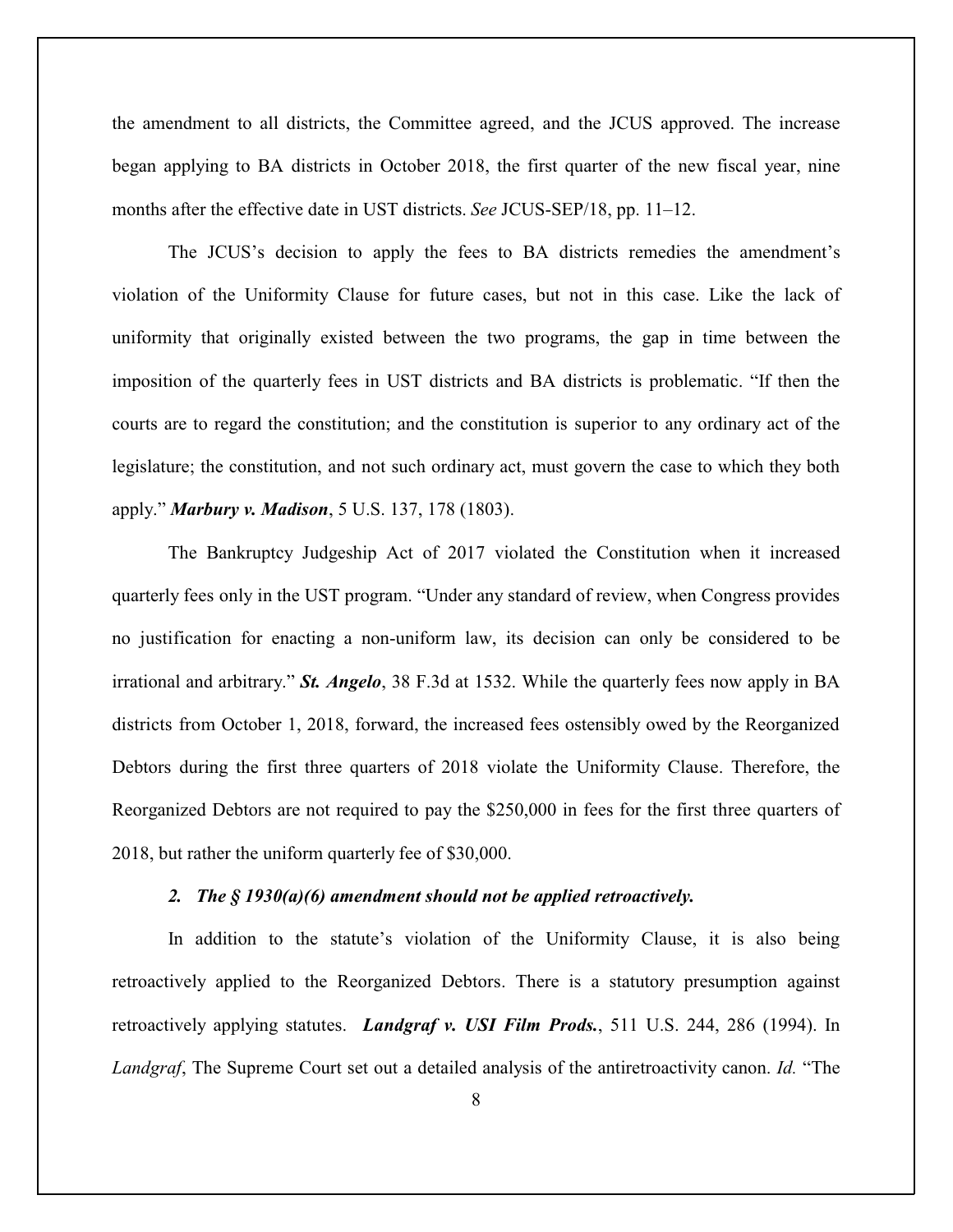the amendment to all districts, the Committee agreed, and the JCUS approved. The increase began applying to BA districts in October 2018, the first quarter of the new fiscal year, nine months after the effective date in UST districts. *See* JCUS-SEP/18, pp. 11–12.

The JCUS's decision to apply the fees to BA districts remedies the amendment's violation of the Uniformity Clause for future cases, but not in this case. Like the lack of uniformity that originally existed between the two programs, the gap in time between the imposition of the quarterly fees in UST districts and BA districts is problematic. "If then the courts are to regard the constitution; and the constitution is superior to any ordinary act of the legislature; the constitution, and not such ordinary act, must govern the case to which they both apply." ***Marbury v. Madison***, 5 U.S. 137, 178 (1803).

The Bankruptcy Judgeship Act of 2017 violated the Constitution when it increased quarterly fees only in the UST program. "Under any standard of review, when Congress provides no justification for enacting a non-uniform law, its decision can only be considered to be irrational and arbitrary." ***St. Angelo***, 38 F.3d at 1532. While the quarterly fees now apply in BA districts from October 1, 2018, forward, the increased fees ostensibly owed by the Reorganized Debtors during the first three quarters of 2018 violate the Uniformity Clause. Therefore, the Reorganized Debtors are not required to pay the $250,000 in fees for the first three quarters of 2018, but rather the uniform quarterly fee of $30,000.

***2. The § 1930(a)(6) amendment should not be applied retroactively.***

In addition to the statute's violation of the Uniformity Clause, it is also being retroactively applied to the Reorganized Debtors. There is a statutory presumption against retroactively applying statutes. ***Landgraf v. USI Film Prods.***, 511 U.S. 244, 286 (1994). In *Landgraf*, The Supreme Court set out a detailed analysis of the antiretroactivity canon. *Id.* "The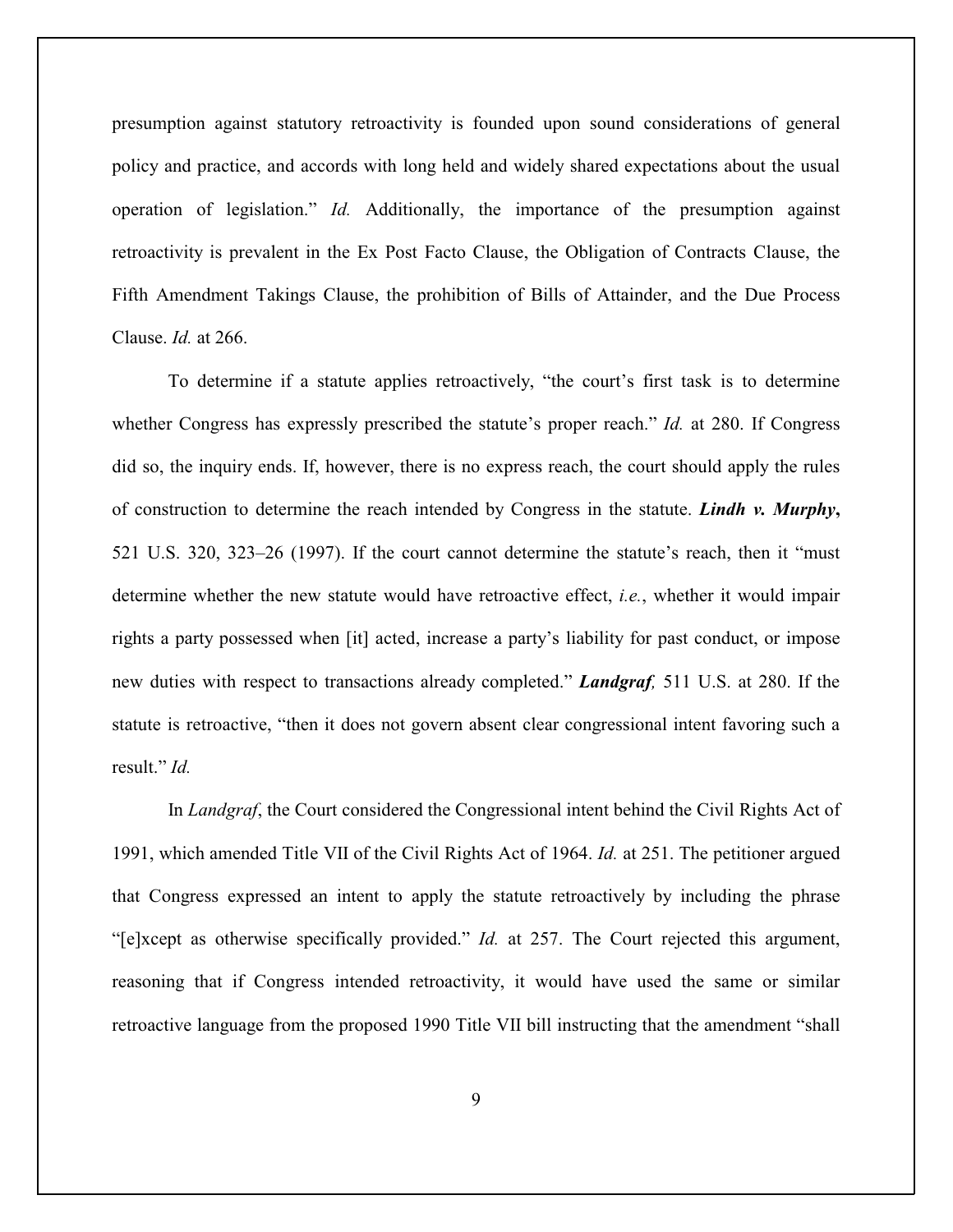presumption against statutory retroactivity is founded upon sound considerations of general policy and practice, and accords with long held and widely shared expectations about the usual operation of legislation." *Id.* Additionally, the importance of the presumption against retroactivity is prevalent in the Ex Post Facto Clause, the Obligation of Contracts Clause, the Fifth Amendment Takings Clause, the prohibition of Bills of Attainder, and the Due Process Clause. *Id.* at 266.

To determine if a statute applies retroactively, "the court's first task is to determine whether Congress has expressly prescribed the statute's proper reach." *Id.* at 280. If Congress did so, the inquiry ends. If, however, there is no express reach, the court should apply the rules of construction to determine the reach intended by Congress in the statute. ***Lindh v. Murphy***, 521 U.S. 320, 323–26 (1997). If the court cannot determine the statute's reach, then it "must determine whether the new statute would have retroactive effect, *i.e.*, whether it would impair rights a party possessed when [it] acted, increase a party's liability for past conduct, or impose new duties with respect to transactions already completed." ***Landgraf***, 511 U.S. at 280. If the statute is retroactive, "then it does not govern absent clear congressional intent favoring such a result." *Id.*

In *Landgraf*, the Court considered the Congressional intent behind the Civil Rights Act of 1991, which amended Title VII of the Civil Rights Act of 1964. *Id.* at 251. The petitioner argued that Congress expressed an intent to apply the statute retroactively by including the phrase "[e]xcept as otherwise specifically provided." *Id.* at 257. The Court rejected this argument, reasoning that if Congress intended retroactivity, it would have used the same or similar retroactive language from the proposed 1990 Title VII bill instructing that the amendment "shall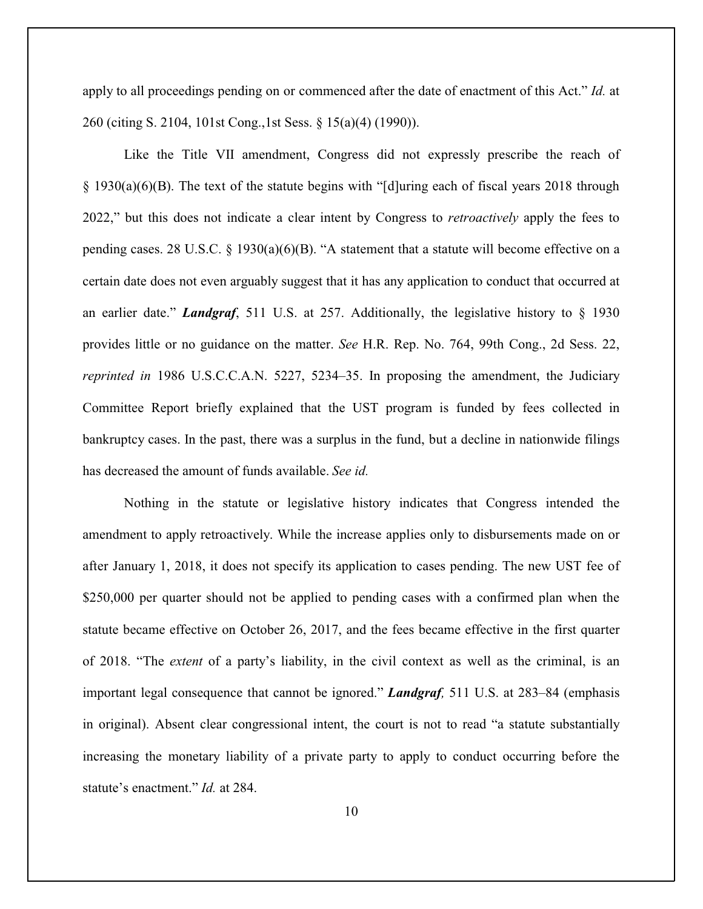apply to all proceedings pending on or commenced after the date of enactment of this Act." *Id.* at 260 (citing S. 2104, 101st Cong.,1st Sess. § 15(a)(4) (1990)).

Like the Title VII amendment, Congress did not expressly prescribe the reach of § 1930(a)(6)(B). The text of the statute begins with "[d]uring each of fiscal years 2018 through 2022," but this does not indicate a clear intent by Congress to *retroactively* apply the fees to pending cases. 28 U.S.C. § 1930(a)(6)(B). "A statement that a statute will become effective on a certain date does not even arguably suggest that it has any application to conduct that occurred at an earlier date." ***Landgraf***, 511 U.S. at 257. Additionally, the legislative history to § 1930 provides little or no guidance on the matter. *See* H.R. Rep. No. 764, 99th Cong., 2d Sess. 22, *reprinted in* 1986 U.S.C.C.A.N. 5227, 5234–35. In proposing the amendment, the Judiciary Committee Report briefly explained that the UST program is funded by fees collected in bankruptcy cases. In the past, there was a surplus in the fund, but a decline in nationwide filings has decreased the amount of funds available. *See id.*

Nothing in the statute or legislative history indicates that Congress intended the amendment to apply retroactively. While the increase applies only to disbursements made on or after January 1, 2018, it does not specify its application to cases pending. The new UST fee of $250,000 per quarter should not be applied to pending cases with a confirmed plan when the statute became effective on October 26, 2017, and the fees became effective in the first quarter of 2018. "The *extent* of a party's liability, in the civil context as well as the criminal, is an important legal consequence that cannot be ignored." ***Landgraf,*** 511 U.S. at 283–84 (emphasis in original). Absent clear congressional intent, the court is not to read "a statute substantially increasing the monetary liability of a private party to apply to conduct occurring before the statute's enactment." *Id.* at 284.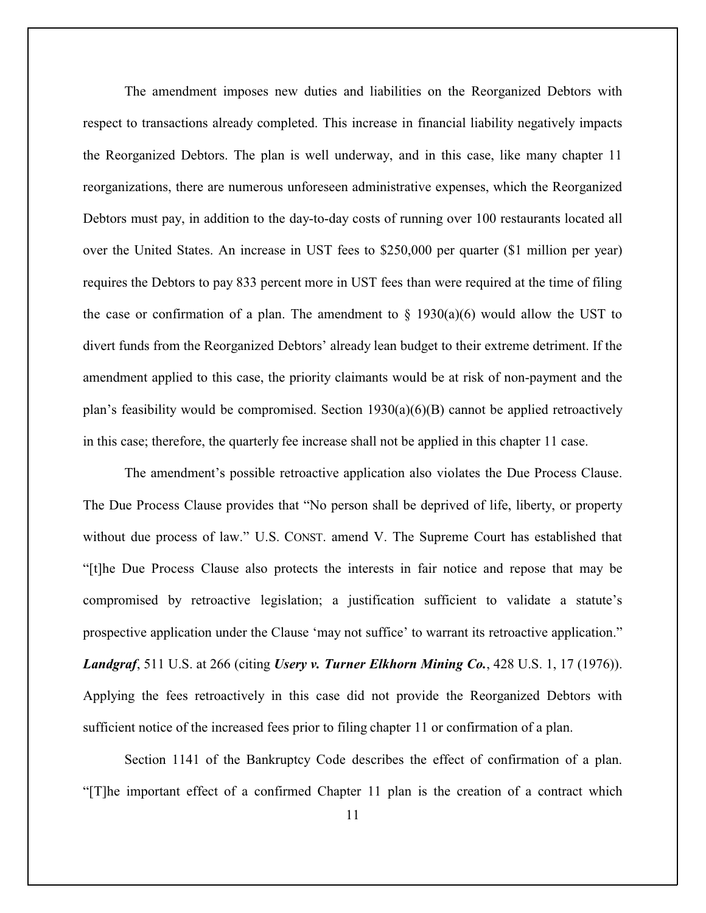The amendment imposes new duties and liabilities on the Reorganized Debtors with respect to transactions already completed. This increase in financial liability negatively impacts the Reorganized Debtors. The plan is well underway, and in this case, like many chapter 11 reorganizations, there are numerous unforeseen administrative expenses, which the Reorganized Debtors must pay, in addition to the day-to-day costs of running over 100 restaurants located all over the United States. An increase in UST fees to $250,000 per quarter ($1 million per year) requires the Debtors to pay 833 percent more in UST fees than were required at the time of filing the case or confirmation of a plan. The amendment to § 1930(a)(6) would allow the UST to divert funds from the Reorganized Debtors' already lean budget to their extreme detriment. If the amendment applied to this case, the priority claimants would be at risk of non-payment and the plan's feasibility would be compromised. Section 1930(a)(6)(B) cannot be applied retroactively in this case; therefore, the quarterly fee increase shall not be applied in this chapter 11 case.

The amendment's possible retroactive application also violates the Due Process Clause. The Due Process Clause provides that "No person shall be deprived of life, liberty, or property without due process of law." U.S. CONST. amend V. The Supreme Court has established that "[t]he Due Process Clause also protects the interests in fair notice and repose that may be compromised by retroactive legislation; a justification sufficient to validate a statute's prospective application under the Clause 'may not suffice' to warrant its retroactive application." ***Landgraf***, 511 U.S. at 266 (citing ***Usery v. Turner Elkhorn Mining Co.***, 428 U.S. 1, 17 (1976)). Applying the fees retroactively in this case did not provide the Reorganized Debtors with sufficient notice of the increased fees prior to filing chapter 11 or confirmation of a plan.

Section 1141 of the Bankruptcy Code describes the effect of confirmation of a plan. "[T]he important effect of a confirmed Chapter 11 plan is the creation of a contract which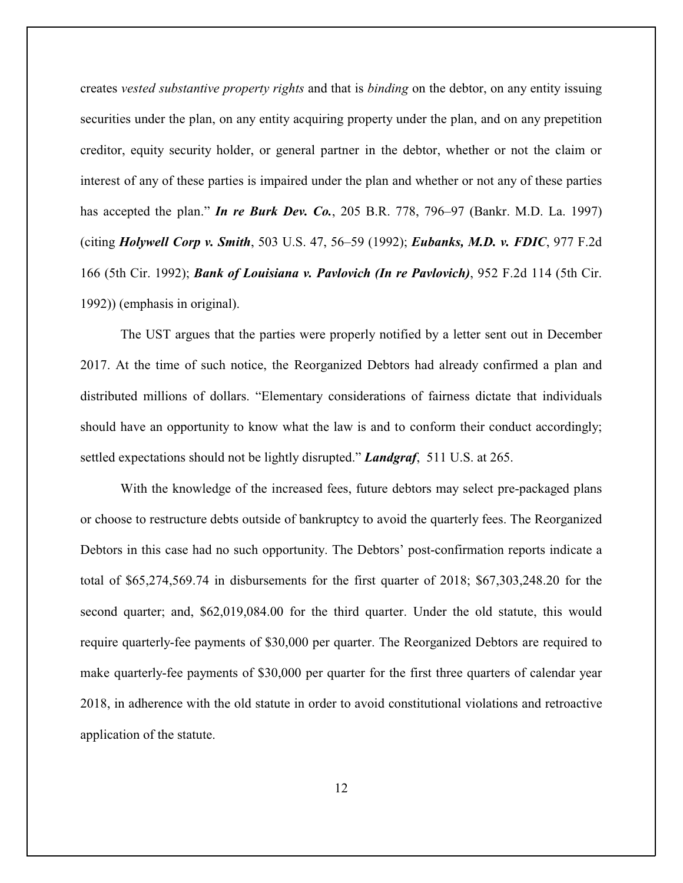creates *vested substantive property rights* and that is *binding* on the debtor, on any entity issuing securities under the plan, on any entity acquiring property under the plan, and on any prepetition creditor, equity security holder, or general partner in the debtor, whether or not the claim or interest of any of these parties is impaired under the plan and whether or not any of these parties has accepted the plan." ***In re Burk Dev. Co.***, 205 B.R. 778, 796–97 (Bankr. M.D. La. 1997) (citing ***Holywell Corp v. Smith***, 503 U.S. 47, 56–59 (1992); ***Eubanks, M.D. v. FDIC***, 977 F.2d 166 (5th Cir. 1992); ***Bank of Louisiana v. Pavlovich (In re Pavlovich)***, 952 F.2d 114 (5th Cir. 1992)) (emphasis in original).

The UST argues that the parties were properly notified by a letter sent out in December 2017. At the time of such notice, the Reorganized Debtors had already confirmed a plan and distributed millions of dollars. "Elementary considerations of fairness dictate that individuals should have an opportunity to know what the law is and to conform their conduct accordingly; settled expectations should not be lightly disrupted." ***Landgraf***, 511 U.S. at 265.

With the knowledge of the increased fees, future debtors may select pre-packaged plans or choose to restructure debts outside of bankruptcy to avoid the quarterly fees. The Reorganized Debtors in this case had no such opportunity. The Debtors' post-confirmation reports indicate a total of $65,274,569.74 in disbursements for the first quarter of 2018; $67,303,248.20 for the second quarter; and, $62,019,084.00 for the third quarter. Under the old statute, this would require quarterly-fee payments of $30,000 per quarter. The Reorganized Debtors are required to make quarterly-fee payments of $30,000 per quarter for the first three quarters of calendar year 2018, in adherence with the old statute in order to avoid constitutional violations and retroactive application of the statute.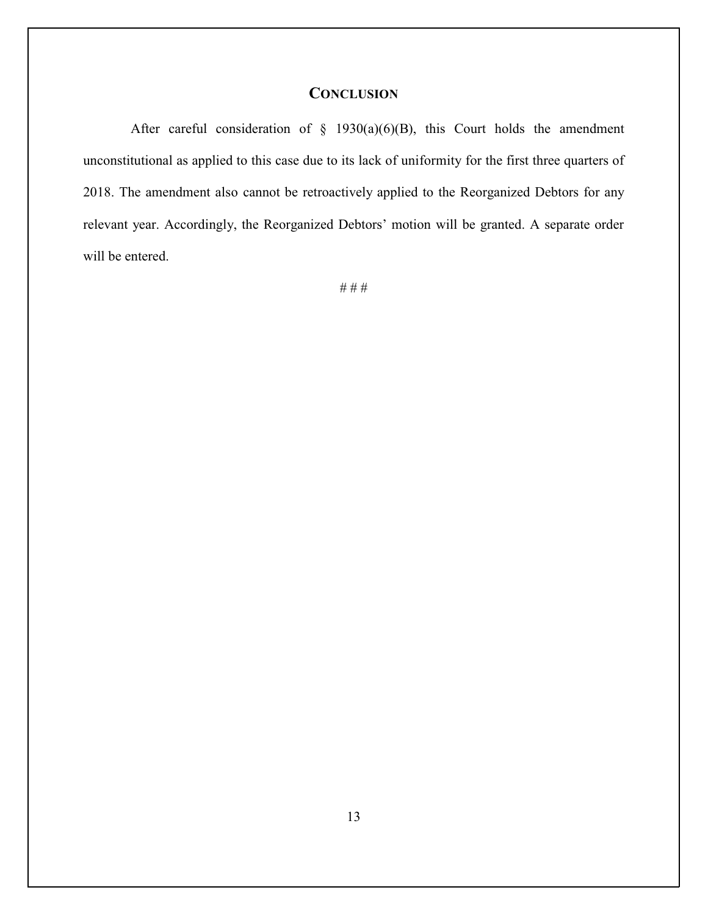## CONCLUSION

After careful consideration of § 1930(a)(6)(B), this Court holds the amendment unconstitutional as applied to this case due to its lack of uniformity for the first three quarters of 2018. The amendment also cannot be retroactively applied to the Reorganized Debtors for any relevant year. Accordingly, the Reorganized Debtors' motion will be granted. A separate order will be entered.

# # #